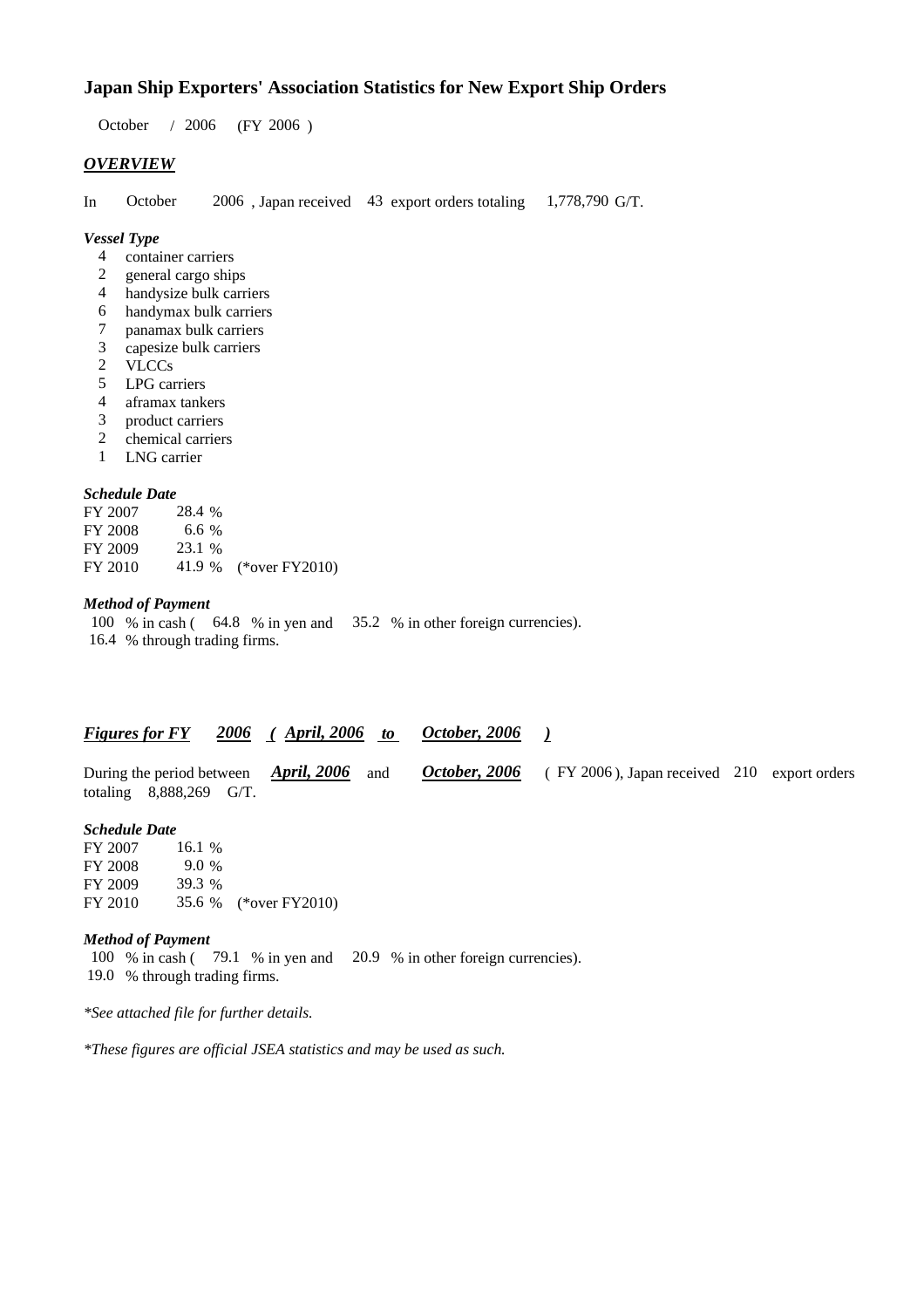# Japan Ship Exporters' Association Statistics for New Export Ship Orders

October / 2006 (FY 2006 )

## *OVERVIEW*

In October 2006 , Japan received 43 export orders totaling 1,778,790 G/T.

### *Vessel Type*

- 4 container carriers
- 2 general cargo ships
- 4 handysize bulk carriers
- 6 handymax bulk carriers
- 7 panamax bulk carriers
- 3 capesize bulk carriers
- 2 VLCCs
- 5 LPG carriers
- 4 aframax tankers
- 3 product carriers
- 2 chemical carriers
- 1 LNG carrier

### *Schedule Date*

| | | |
|---|---|---|
| FY 2007 | 28.4 % | |
| FY 2008 | 6.6 % | |
| FY 2009 | 23.1 % | |
| FY 2010 | 41.9 % | (*over FY2010) |

### *Method of Payment*

100 % in cash ( 64.8 % in yen and 35.2 % in other foreign currencies).
16.4 % through trading firms.

## *Figures for FY 2006 ( April, 2006 to October, 2006 )*

During the period between *April, 2006* and *October, 2006* ( FY 2006 ), Japan received 210 export orders totaling 8,888,269 G/T.

### *Schedule Date*

| | | |
|---|---|---|
| FY 2007 | 16.1 % | |
| FY 2008 | 9.0 % | |
| FY 2009 | 39.3 % | |
| FY 2010 | 35.6 % | (*over FY2010) |

### *Method of Payment*

100 % in cash ( 79.1 % in yen and 20.9 % in other foreign currencies).
19.0 % through trading firms.

*\*See attached file for further details.*

*\*These figures are official JSEA statistics and may be used as such.*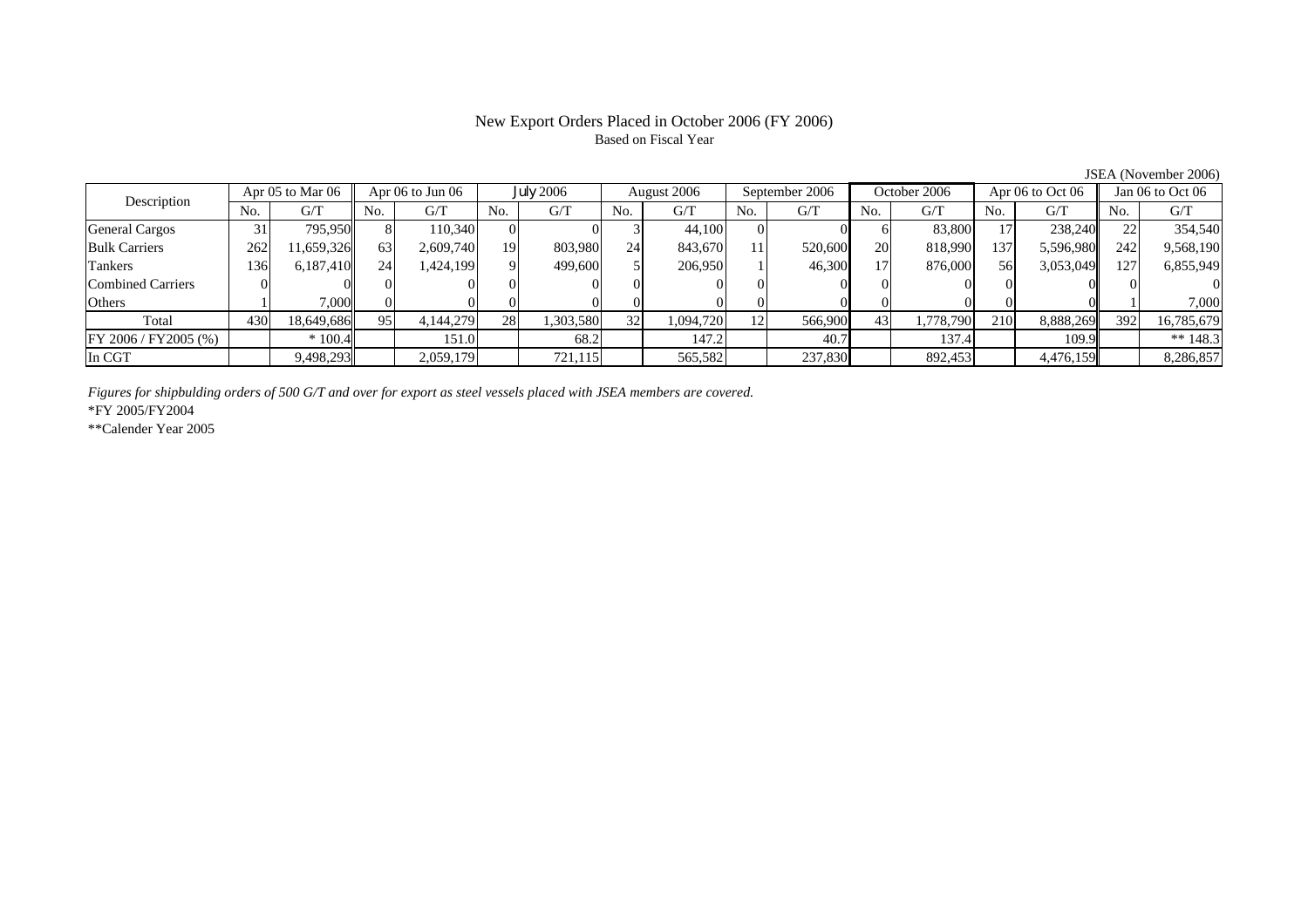# New Export Orders Placed in October 2006 (FY 2006)

Based on Fiscal Year

JSEA (November 2006)

| Description | Apr 05 to Mar 06 | | Apr 06 to Jun 06 | | July 2006 | | August 2006 | | September 2006 | | October 2006 | | Apr 06 to Oct 06 | | Jan 06 to Oct 06 | |
|---|---|---|---|---|---|---|---|---|---|---|---|---|---|---|---|---|
| | No. | G/T | No. | G/T | No. | G/T | No. | G/T | No. | G/T | No. | G/T | No. | G/T | No. | G/T |
| General Cargos | 31 | 795,950 | 8 | 110,340 | 0 | 0 | 3 | 44,100 | 0 | 0 | 6 | 83,800 | 17 | 238,240 | 22 | 354,540 |
| Bulk Carriers | 262 | 11,659,326 | 63 | 2,609,740 | 19 | 803,980 | 24 | 843,670 | 11 | 520,600 | 20 | 818,990 | 137 | 5,596,980 | 242 | 9,568,190 |
| Tankers | 136 | 6,187,410 | 24 | 1,424,199 | 9 | 499,600 | 5 | 206,950 | 1 | 46,300 | 17 | 876,000 | 56 | 3,053,049 | 127 | 6,855,949 |
| Combined Carriers | 0 | 0 | 0 | 0 | 0 | 0 | 0 | 0 | 0 | 0 | 0 | 0 | 0 | 0 | 0 | 0 |
| Others | 1 | 7,000 | 0 | 0 | 0 | 0 | 0 | 0 | 0 | 0 | 0 | 0 | 0 | 0 | 1 | 7,000 |
| Total | 430 | 18,649,686 | 95 | 4,144,279 | 28 | 1,303,580 | 32 | 1,094,720 | 12 | 566,900 | 43 | 1,778,790 | 210 | 8,888,269 | 392 | 16,785,679 |
| FY 2006 / FY2005 (%) | | * 100.4 | | 151.0 | | 68.2 | | 147.2 | | 40.7 | | 137.4 | | 109.9 | | ** 148.3 |
| In CGT | | 9,498,293 | | 2,059,179 | | 721,115 | | 565,582 | | 237,830 | | 892,453 | | 4,476,159 | | 8,286,857 |

*Figures for shipbulding orders of 500 G/T and over for export as steel vessels placed with JSEA members are covered.*

*FY 2005/FY2004

**Calender Year 2005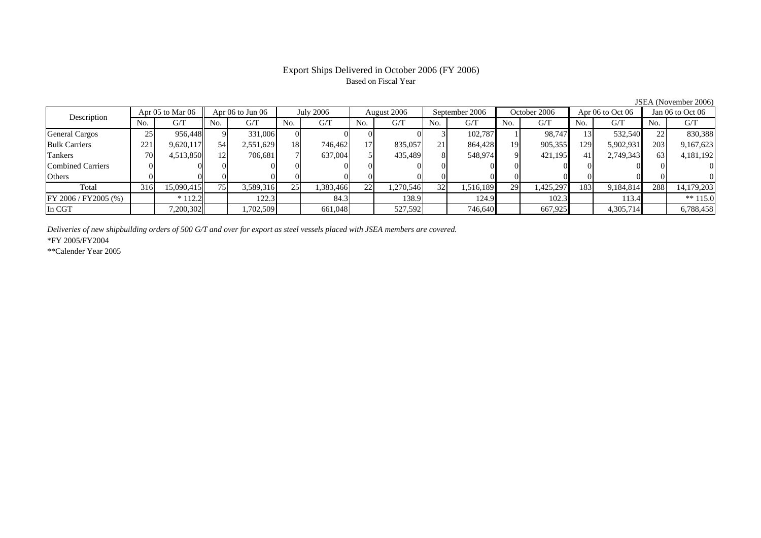# Export Ships Delivered in October 2006 (FY 2006)

Based on Fiscal Year

JSEA (November 2006)

| Description | Apr 05 to Mar 06 | | Apr 06 to Jun 06 | | July 2006 | | August 2006 | | September 2006 | | October 2006 | | Apr 06 to Oct 06 | | Jan 06 to Oct 06 | |
|---|---|---|---|---|---|---|---|---|---|---|---|---|---|---|---|---|
| | No. | G/T | No. | G/T | No. | G/T | No. | G/T | No. | G/T | No. | G/T | No. | G/T | No. | G/T |
| General Cargos | 25 | 956,448 | 9 | 331,006 | 0 | 0 | 0 | 0 | 3 | 102,787 | 1 | 98,747 | 13 | 532,540 | 22 | 830,388 |
| Bulk Carriers | 221 | 9,620,117 | 54 | 2,551,629 | 18 | 746,462 | 17 | 835,057 | 21 | 864,428 | 19 | 905,355 | 129 | 5,902,931 | 203 | 9,167,623 |
| Tankers | 70 | 4,513,850 | 12 | 706,681 | 7 | 637,004 | 5 | 435,489 | 8 | 548,974 | 9 | 421,195 | 41 | 2,749,343 | 63 | 4,181,192 |
| Combined Carriers | 0 | 0 | 0 | 0 | 0 | 0 | 0 | 0 | 0 | 0 | 0 | 0 | 0 | 0 | 0 | 0 |
| Others | 0 | 0 | 0 | 0 | 0 | 0 | 0 | 0 | 0 | 0 | 0 | 0 | 0 | 0 | 0 | 0 |
| Total | 316 | 15,090,415 | 75 | 3,589,316 | 25 | 1,383,466 | 22 | 1,270,546 | 32 | 1,516,189 | 29 | 1,425,297 | 183 | 9,184,814 | 288 | 14,179,203 |
| FY 2006 / FY2005 (%) | | * 112.2 | | 122.3 | | 84.3 | | 138.9 | | 124.9 | | 102.3 | | 113.4 | | ** 115.0 |
| In CGT | | 7,200,302 | | 1,702,509 | | 661,048 | | 527,592 | | 746,640 | | 667,925 | | 4,305,714 | | 6,788,458 |

*Deliveries of new shipbuilding orders of 500 G/T and over for export as steel vessels placed with JSEA members are covered.*

*FY 2005/FY2004

**Calender Year 2005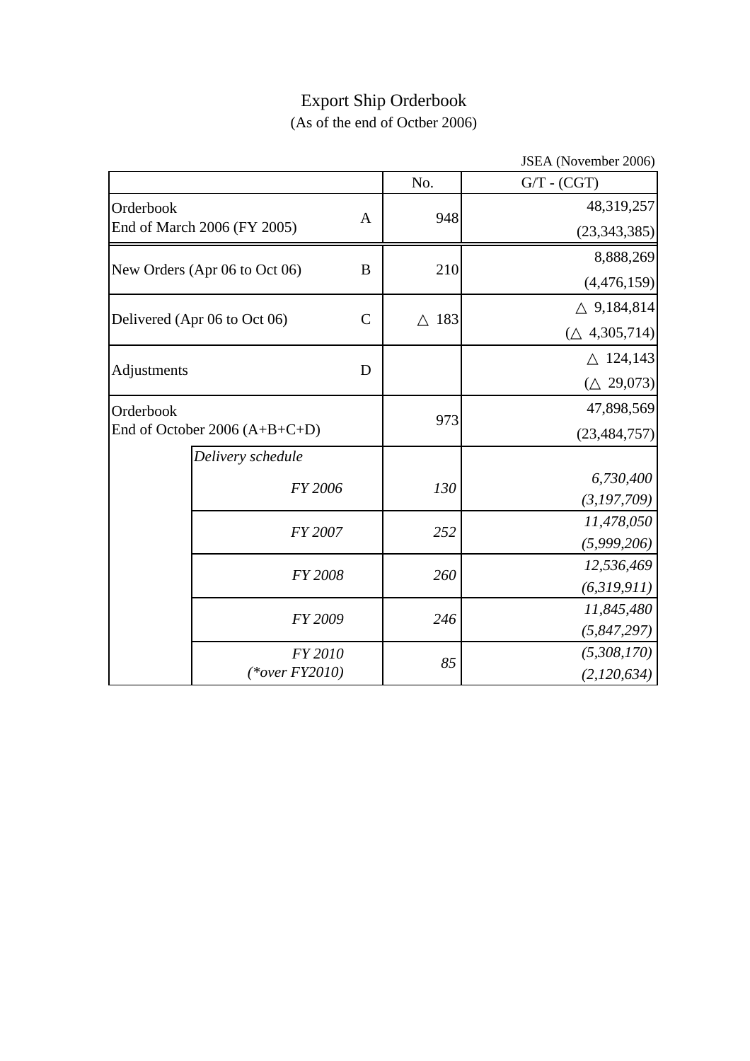# Export Ship Orderbook

(As of the end of Octber 2006)

JSEA (November 2006)

| | | | No. | G/T - (CGT) |
|---|---|---|---|---|
| Orderbook<br>End of March 2006 (FY 2005) | | A | 948 | 48,319,257<br>(23,343,385) |
| New Orders (Apr 06 to Oct 06) | | B | 210 | 8,888,269<br>(4,476,159) |
| Delivered (Apr 06 to Oct 06) | | C | △ 183 | △ 9,184,814<br>(△ 4,305,714) |
| Adjustments | | D | | △ 124,143<br>(△ 29,073) |
| Orderbook<br>End of October 2006 (A+B+C+D) | | | 973 | 47,898,569<br>(23,484,757) |
| | *Delivery schedule* | | | |
| | *FY 2006* | | *130* | *6,730,400*<br>*(3,197,709)* |
| | *FY 2007* | | *252* | *11,478,050*<br>*(5,999,206)* |
| | *FY 2008* | | *260* | *12,536,469*<br>*(6,319,911)* |
| | *FY 2009* | | *246* | *11,845,480*<br>*(5,847,297)* |
| | *FY 2010*<br>*(\*over FY2010)* | | *85* | *(5,308,170)*<br>*(2,120,634)* |